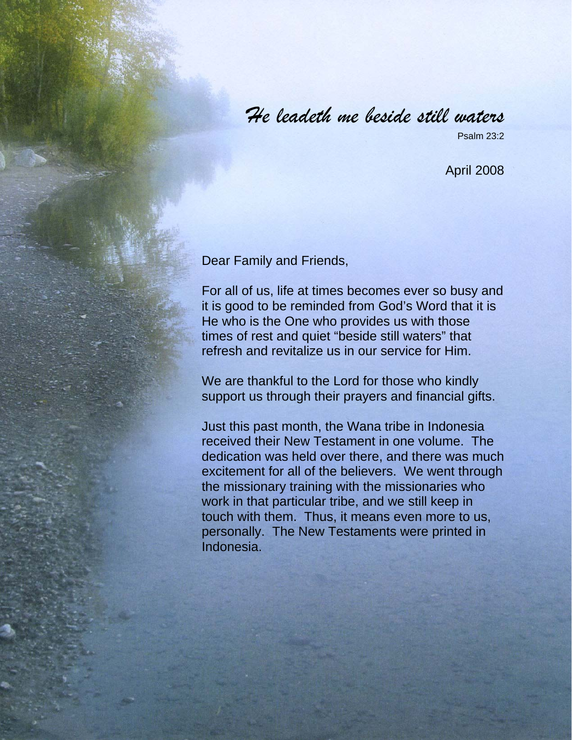*He leadeth me beside still waters*

Psalm 23:2

April 2008

Dear Family and Friends,

For all of us, life at times becomes ever so busy and it is good to be reminded from God's Word that it is He who is the One who provides us with those times of rest and quiet "beside still waters" that refresh and revitalize us in our service for Him.

We are thankful to the Lord for those who kindly support us through their prayers and financial gifts.

Just this past month, the Wana tribe in Indonesia received their New Testament in one volume. The dedication was held over there, and there was much excitement for all of the believers. We went through the missionary training with the missionaries who work in that particular tribe, and we still keep in touch with them. Thus, it means even more to us, personally. The New Testaments were printed in Indonesia.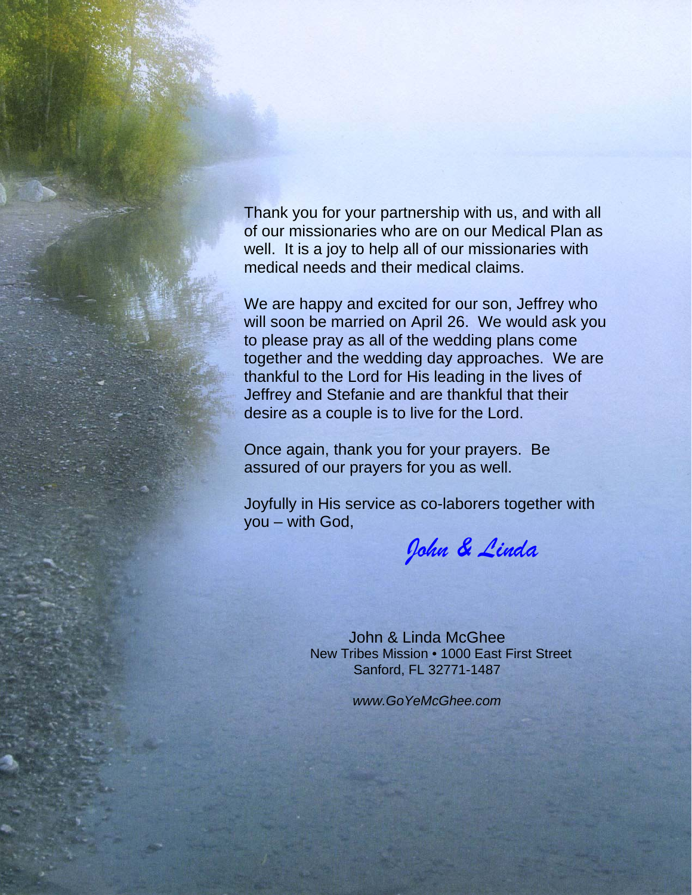Thank you for your partnership with us, and with all of our missionaries who are on our Medical Plan as well. It is a joy to help all of our missionaries with medical needs and their medical claims.

We are happy and excited for our son, Jeffrey who will soon be married on April 26. We would ask you to please pray as all of the wedding plans come together and the wedding day approaches. We are thankful to the Lord for His leading in the lives of Jeffrey and Stefanie and are thankful that their desire as a couple is to live for the Lord.

Once again, thank you for your prayers. Be assured of our prayers for you as well.

Joyfully in His service as co-laborers together with you – with God,

*John & Linda*

John & Linda McGhee
New Tribes Mission • 1000 East First Street
Sanford, FL 32771-1487

*www.GoYeMcGhee.com*